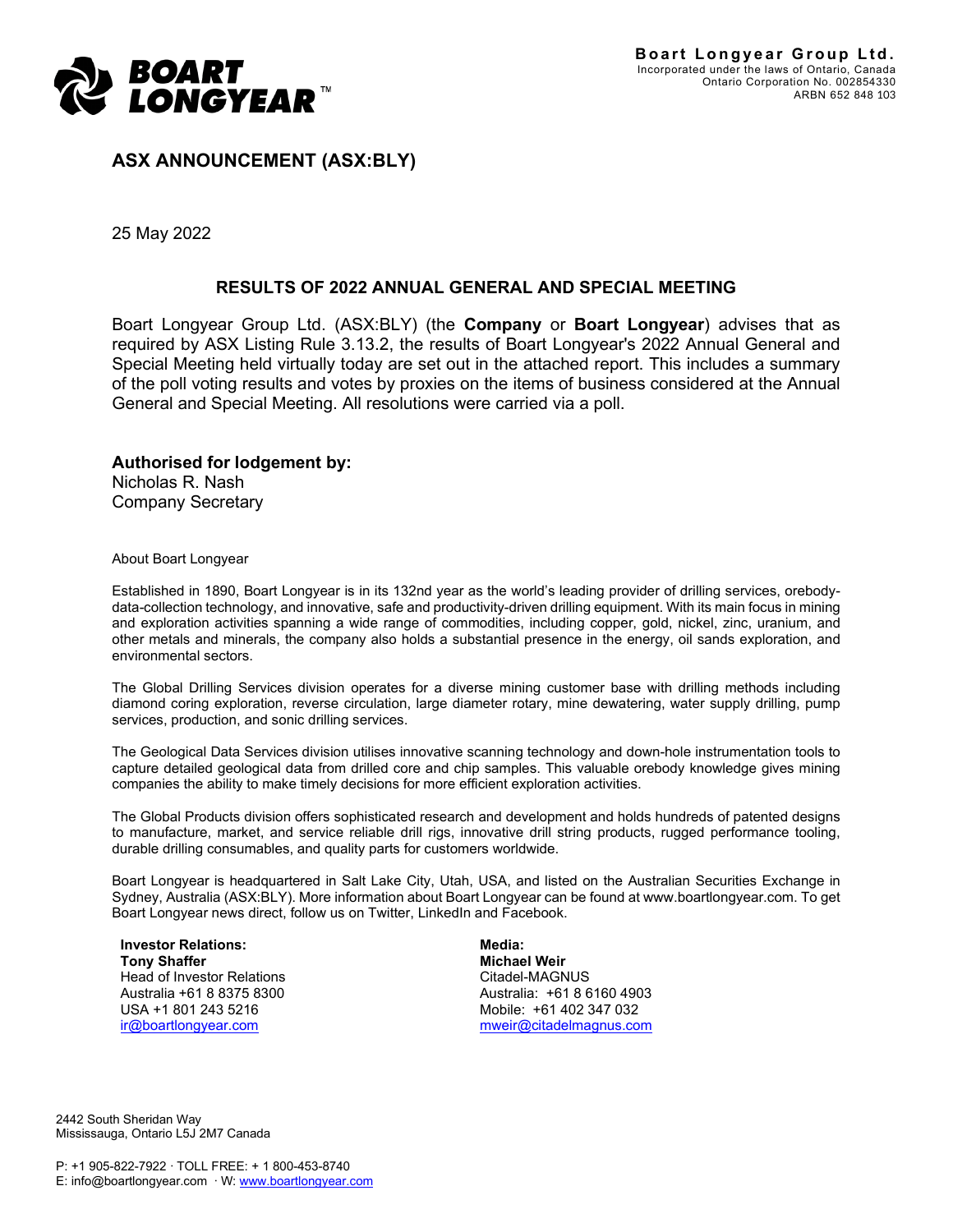**Boart Longyear Group Ltd.**
Incorporated under the laws of Ontario, Canada
Ontario Corporation No. 002854330
ARBN 652 848 103

## ASX ANNOUNCEMENT (ASX:BLY)

25 May 2022

### RESULTS OF 2022 ANNUAL GENERAL AND SPECIAL MEETING

Boart Longyear Group Ltd. (ASX:BLY) (the **Company** or **Boart Longyear**) advises that as required by ASX Listing Rule 3.13.2, the results of Boart Longyear's 2022 Annual General and Special Meeting held virtually today are set out in the attached report. This includes a summary of the poll voting results and votes by proxies on the items of business considered at the Annual General and Special Meeting. All resolutions were carried via a poll.

**Authorised for lodgement by:**
Nicholas R. Nash
Company Secretary

About Boart Longyear

Established in 1890, Boart Longyear is in its 132nd year as the world's leading provider of drilling services, orebody-data-collection technology, and innovative, safe and productivity-driven drilling equipment. With its main focus in mining and exploration activities spanning a wide range of commodities, including copper, gold, nickel, zinc, uranium, and other metals and minerals, the company also holds a substantial presence in the energy, oil sands exploration, and environmental sectors.

The Global Drilling Services division operates for a diverse mining customer base with drilling methods including diamond coring exploration, reverse circulation, large diameter rotary, mine dewatering, water supply drilling, pump services, production, and sonic drilling services.

The Geological Data Services division utilises innovative scanning technology and down-hole instrumentation tools to capture detailed geological data from drilled core and chip samples. This valuable orebody knowledge gives mining companies the ability to make timely decisions for more efficient exploration activities.

The Global Products division offers sophisticated research and development and holds hundreds of patented designs to manufacture, market, and service reliable drill rigs, innovative drill string products, rugged performance tooling, durable drilling consumables, and quality parts for customers worldwide.

Boart Longyear is headquartered in Salt Lake City, Utah, USA, and listed on the Australian Securities Exchange in Sydney, Australia (ASX:BLY). More information about Boart Longyear can be found at www.boartlongyear.com. To get Boart Longyear news direct, follow us on Twitter, LinkedIn and Facebook.

**Investor Relations:**
**Tony Shaffer**
Head of Investor Relations
Australia +61 8 8375 8300
USA +1 801 243 5216
ir@boartlongyear.com

**Media:**
**Michael Weir**
Citadel-MAGNUS
Australia: +61 8 6160 4903
Mobile: +61 402 347 032
mweir@citadelmagnus.com

2442 South Sheridan Way
Mississauga, Ontario L5J 2M7 Canada

P: +1 905-822-7922 · TOLL FREE: + 1 800-453-8740
E: info@boartlongyear.com · W: www.boartlongyear.com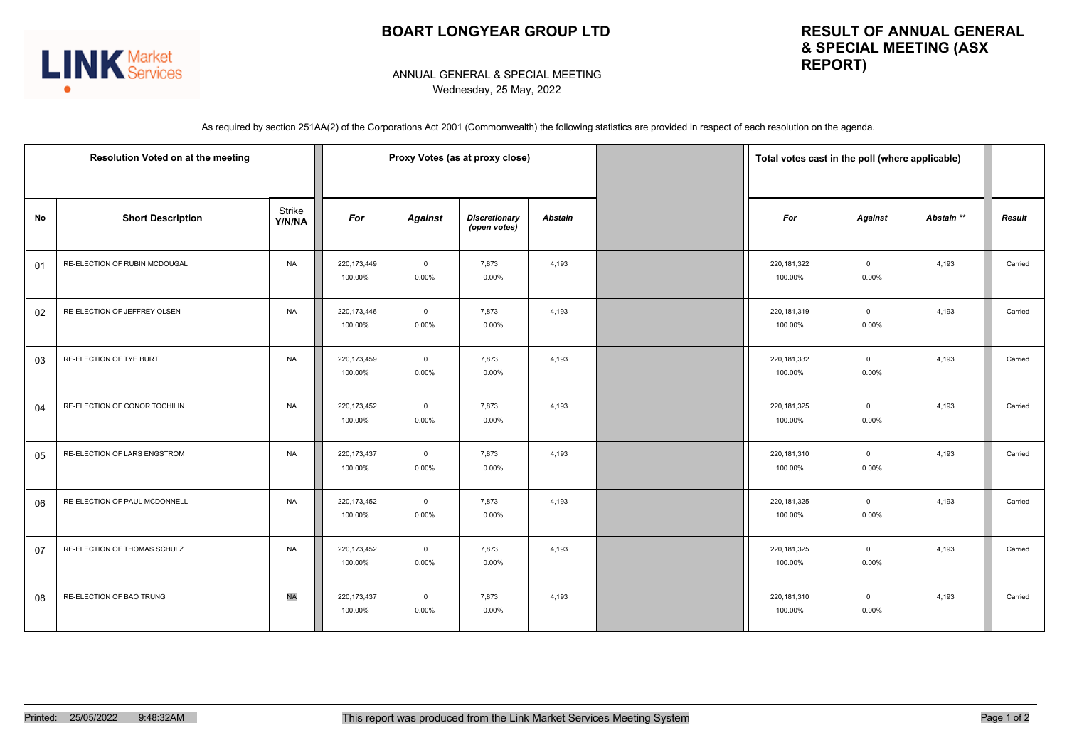# BOART LONGYEAR GROUP LTD

## RESULT OF ANNUAL GENERAL & SPECIAL MEETING (ASX REPORT)

ANNUAL GENERAL & SPECIAL MEETING
Wednesday, 25 May, 2022

As required by section 251AA(2) of the Corporations Act 2001 (Commonwealth) the following statistics are provided in respect of each resolution on the agenda.

| Resolution Voted on at the meeting | | | Proxy Votes (as at proxy close) | | | | | Total votes cast in the poll (where applicable) | | | |
|---|---|---|---|---|---|---|---|---|---|---|---|
| **No** | **Short Description** | **Strike Y/N/NA** | ***For*** | ***Against*** | ***Discretionary (open votes)*** | ***Abstain*** | | ***For*** | ***Against*** | ***Abstain \*\**** | ***Result*** |
| 01 | RE-ELECTION OF RUBIN MCDOUGAL | NA | 220,173,449 100.00% | 0 0.00% | 7,873 0.00% | 4,193 | | 220,181,322 100.00% | 0 0.00% | 4,193 | Carried |
| 02 | RE-ELECTION OF JEFFREY OLSEN | NA | 220,173,446 100.00% | 0 0.00% | 7,873 0.00% | 4,193 | | 220,181,319 100.00% | 0 0.00% | 4,193 | Carried |
| 03 | RE-ELECTION OF TYE BURT | NA | 220,173,459 100.00% | 0 0.00% | 7,873 0.00% | 4,193 | | 220,181,332 100.00% | 0 0.00% | 4,193 | Carried |
| 04 | RE-ELECTION OF CONOR TOCHILIN | NA | 220,173,452 100.00% | 0 0.00% | 7,873 0.00% | 4,193 | | 220,181,325 100.00% | 0 0.00% | 4,193 | Carried |
| 05 | RE-ELECTION OF LARS ENGSTROM | NA | 220,173,437 100.00% | 0 0.00% | 7,873 0.00% | 4,193 | | 220,181,310 100.00% | 0 0.00% | 4,193 | Carried |
| 06 | RE-ELECTION OF PAUL MCDONNELL | NA | 220,173,452 100.00% | 0 0.00% | 7,873 0.00% | 4,193 | | 220,181,325 100.00% | 0 0.00% | 4,193 | Carried |
| 07 | RE-ELECTION OF THOMAS SCHULZ | NA | 220,173,452 100.00% | 0 0.00% | 7,873 0.00% | 4,193 | | 220,181,325 100.00% | 0 0.00% | 4,193 | Carried |
| 08 | RE-ELECTION OF BAO TRUNG | NA | 220,173,437 100.00% | 0 0.00% | 7,873 0.00% | 4,193 | | 220,181,310 100.00% | 0 0.00% | 4,193 | Carried |

Printed: 25/05/2022 9:48:32AM

This report was produced from the Link Market Services Meeting System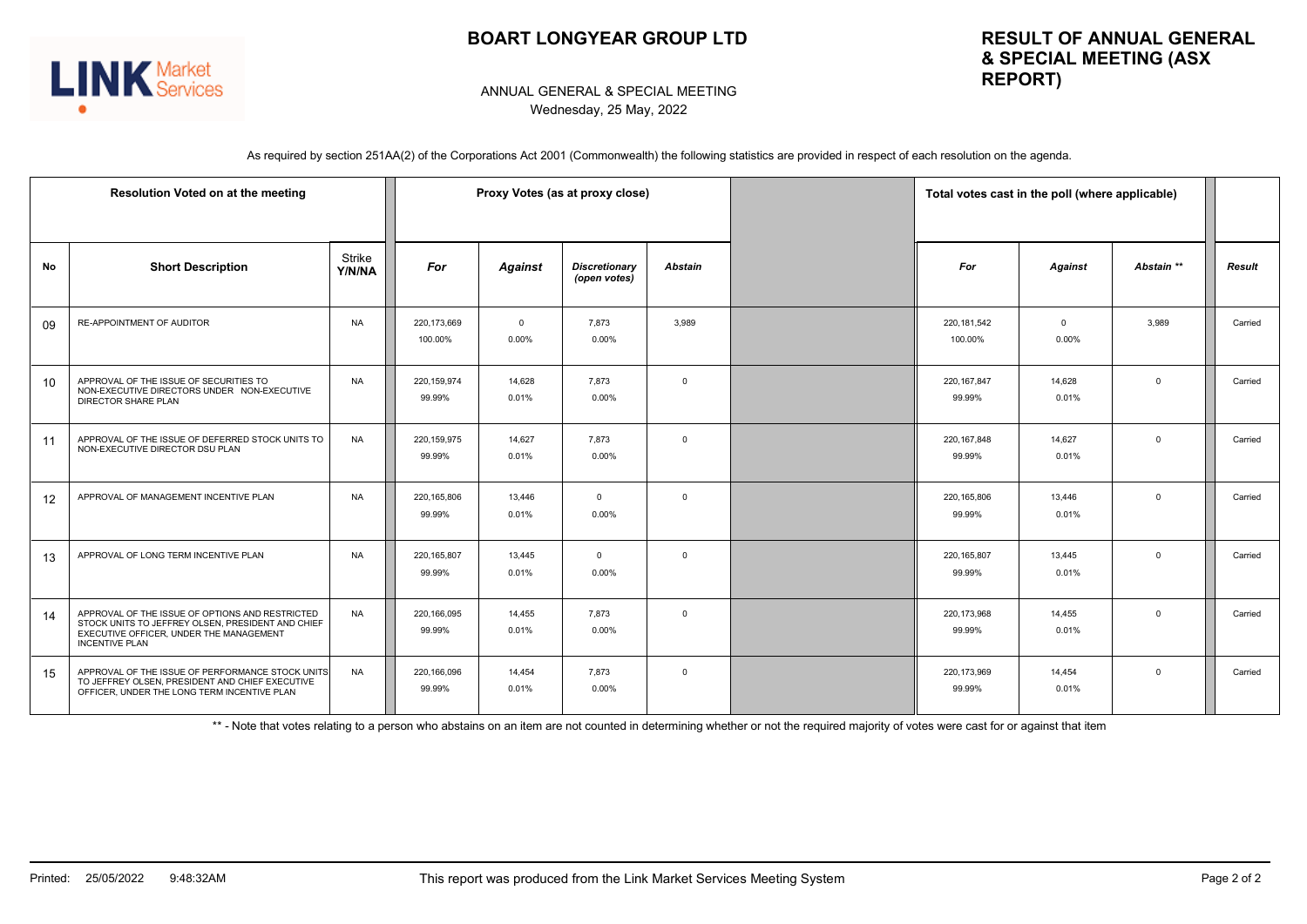# BOART LONGYEAR GROUP LTD

## RESULT OF ANNUAL GENERAL & SPECIAL MEETING (ASX REPORT)

ANNUAL GENERAL & SPECIAL MEETING
Wednesday, 25 May, 2022

As required by section 251AA(2) of the Corporations Act 2001 (Commonwealth) the following statistics are provided in respect of each resolution on the agenda.

| Resolution Voted on at the meeting | | | Proxy Votes (as at proxy close) | | | | Total votes cast in the poll (where applicable) | | | |
|---|---|---|---|---|---|---|---|---|---|---|
| **No** | **Short Description** | **Strike Y/N/NA** | ***For*** | ***Against*** | ***Discretionary (open votes)*** | ***Abstain*** | ***For*** | ***Against*** | ***Abstain \*\**** | ***Result*** |
| 09 | RE-APPOINTMENT OF AUDITOR | NA | 220,173,669 100.00% | 0 0.00% | 7,873 0.00% | 3,989 | 220,181,542 100.00% | 0 0.00% | 3,989 | Carried |
| 10 | APPROVAL OF THE ISSUE OF SECURITIES TO NON-EXECUTIVE DIRECTORS UNDER NON-EXECUTIVE DIRECTOR SHARE PLAN | NA | 220,159,974 99.99% | 14,628 0.01% | 7,873 0.00% | 0 | 220,167,847 99.99% | 14,628 0.01% | 0 | Carried |
| 11 | APPROVAL OF THE ISSUE OF DEFERRED STOCK UNITS TO NON-EXECUTIVE DIRECTOR DSU PLAN | NA | 220,159,975 99.99% | 14,627 0.01% | 7,873 0.00% | 0 | 220,167,848 99.99% | 14,627 0.01% | 0 | Carried |
| 12 | APPROVAL OF MANAGEMENT INCENTIVE PLAN | NA | 220,165,806 99.99% | 13,446 0.01% | 0 0.00% | 0 | 220,165,806 99.99% | 13,446 0.01% | 0 | Carried |
| 13 | APPROVAL OF LONG TERM INCENTIVE PLAN | NA | 220,165,807 99.99% | 13,445 0.01% | 0 0.00% | 0 | 220,165,807 99.99% | 13,445 0.01% | 0 | Carried |
| 14 | APPROVAL OF THE ISSUE OF OPTIONS AND RESTRICTED STOCK UNITS TO JEFFREY OLSEN, PRESIDENT AND CHIEF EXECUTIVE OFFICER, UNDER THE MANAGEMENT INCENTIVE PLAN | NA | 220,166,095 99.99% | 14,455 0.01% | 7,873 0.00% | 0 | 220,173,968 99.99% | 14,455 0.01% | 0 | Carried |
| 15 | APPROVAL OF THE ISSUE OF PERFORMANCE STOCK UNITS TO JEFFREY OLSEN, PRESIDENT AND CHIEF EXECUTIVE OFFICER, UNDER THE LONG TERM INCENTIVE PLAN | NA | 220,166,096 99.99% | 14,454 0.01% | 7,873 0.00% | 0 | 220,173,969 99.99% | 14,454 0.01% | 0 | Carried |

** - Note that votes relating to a person who abstains on an item are not counted in determining whether or not the required majority of votes were cast for or against that item

Printed: 25/05/2022 9:48:32AM

This report was produced from the Link Market Services Meeting System